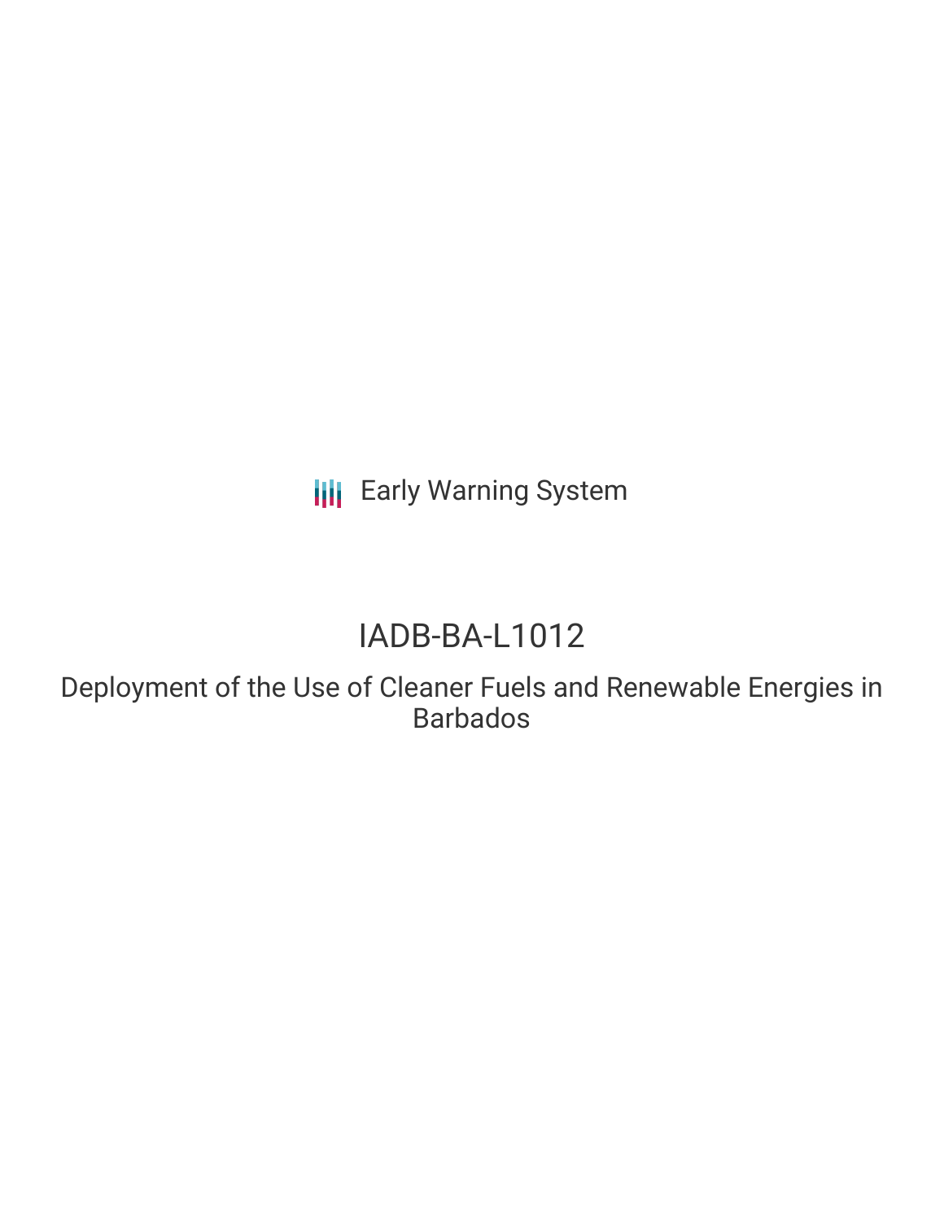Early Warning System

# IADB-BA-L1012

## Deployment of the Use of Cleaner Fuels and Renewable Energies in Barbados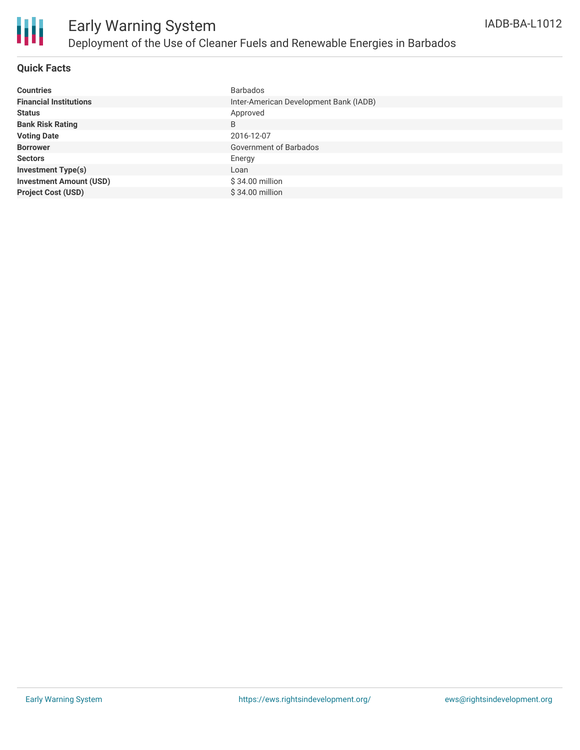# Early Warning System

## Deployment of the Use of Cleaner Fuels and Renewable Energies in Barbados

IADB-BA-L1012

### Quick Facts

| | |
|---|---|
| **Countries** | Barbados |
| **Financial Institutions** | Inter-American Development Bank (IADB) |
| **Status** | Approved |
| **Bank Risk Rating** | B |
| **Voting Date** | 2016-12-07 |
| **Borrower** | Government of Barbados |
| **Sectors** | Energy |
| **Investment Type(s)** | Loan |
| **Investment Amount (USD)** | $ 34.00 million |
| **Project Cost (USD)** | $ 34.00 million |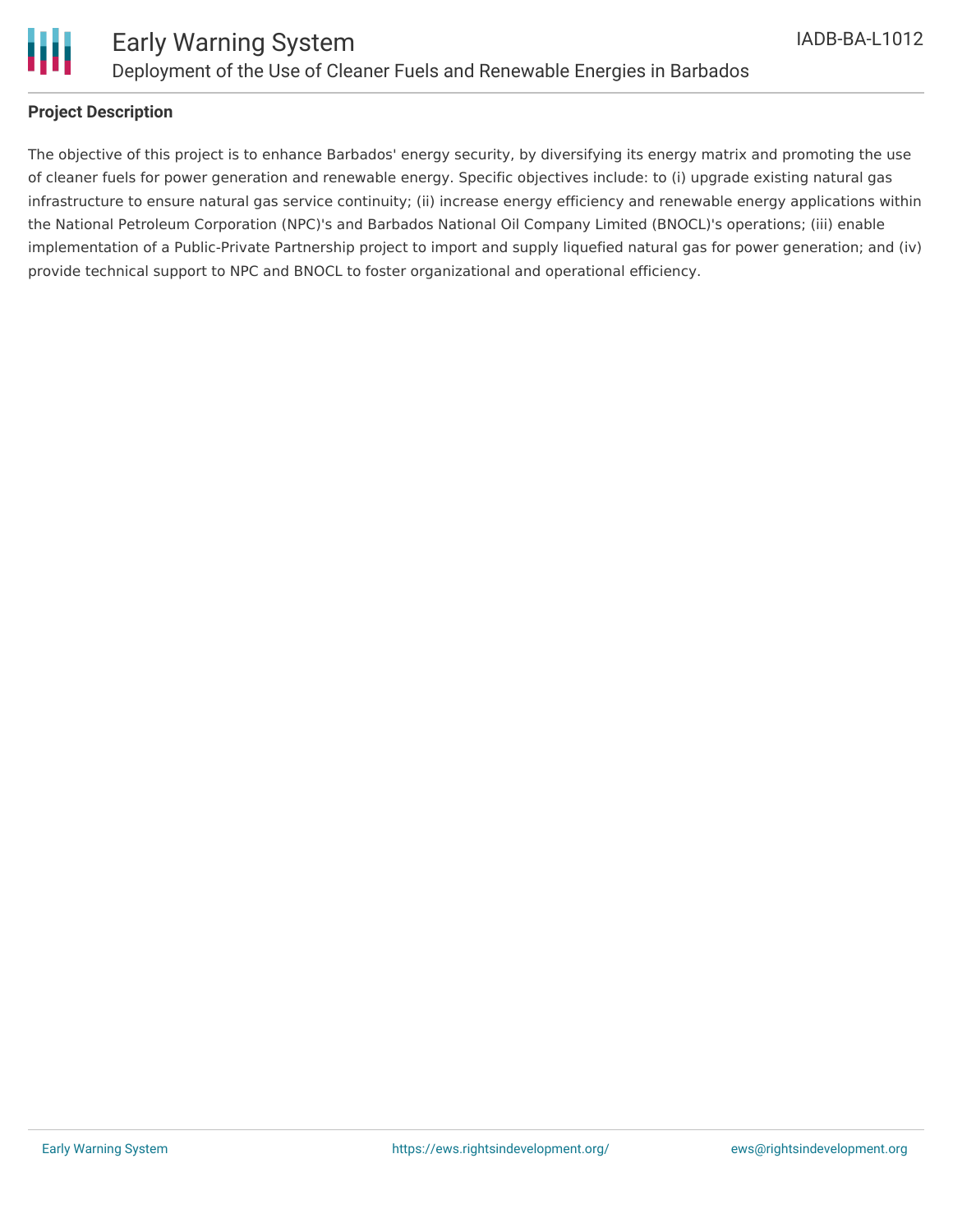### Project Description

The objective of this project is to enhance Barbados' energy security, by diversifying its energy matrix and promoting the use of cleaner fuels for power generation and renewable energy. Specific objectives include: to (i) upgrade existing natural gas infrastructure to ensure natural gas service continuity; (ii) increase energy efficiency and renewable energy applications within the National Petroleum Corporation (NPC)'s and Barbados National Oil Company Limited (BNOCL)'s operations; (iii) enable implementation of a Public-Private Partnership project to import and supply liquefied natural gas for power generation; and (iv) provide technical support to NPC and BNOCL to foster organizational and operational efficiency.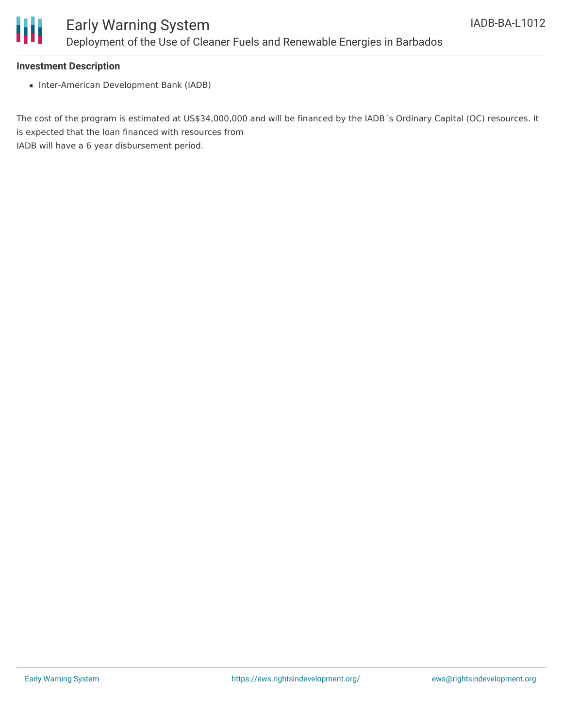**Investment Description**

- Inter-American Development Bank (IADB)

The cost of the program is estimated at US$34,000,000 and will be financed by the IADB´s Ordinary Capital (OC) resources. It is expected that the loan financed with resources from IADB will have a 6 year disbursement period.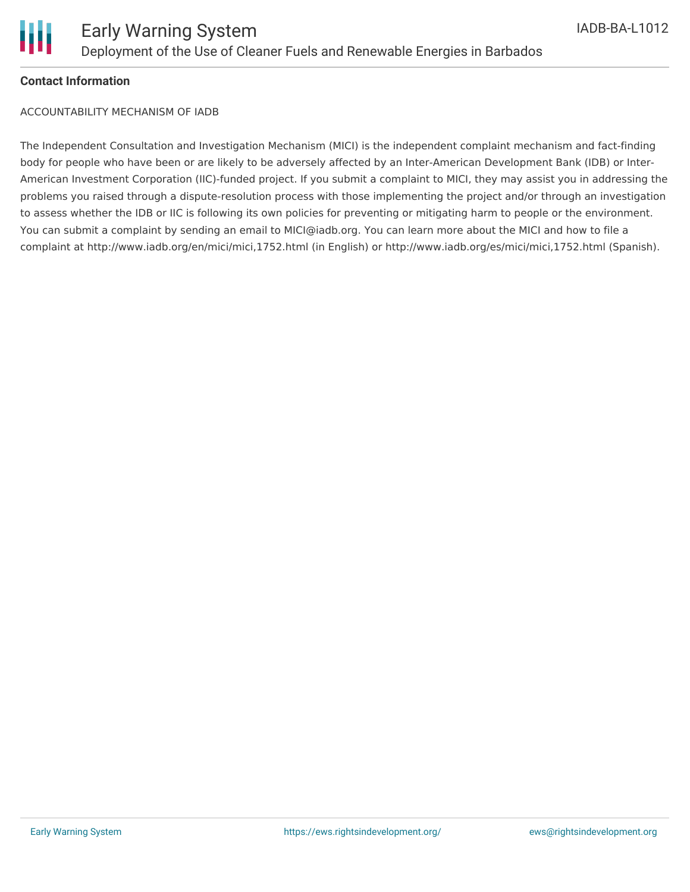**Contact Information**

ACCOUNTABILITY MECHANISM OF IADB

The Independent Consultation and Investigation Mechanism (MICI) is the independent complaint mechanism and fact-finding body for people who have been or are likely to be adversely affected by an Inter-American Development Bank (IDB) or Inter-American Investment Corporation (IIC)-funded project. If you submit a complaint to MICI, they may assist you in addressing the problems you raised through a dispute-resolution process with those implementing the project and/or through an investigation to assess whether the IDB or IIC is following its own policies for preventing or mitigating harm to people or the environment. You can submit a complaint by sending an email to MICI@iadb.org. You can learn more about the MICI and how to file a complaint at http://www.iadb.org/en/mici/mici,1752.html (in English) or http://www.iadb.org/es/mici/mici,1752.html (Spanish).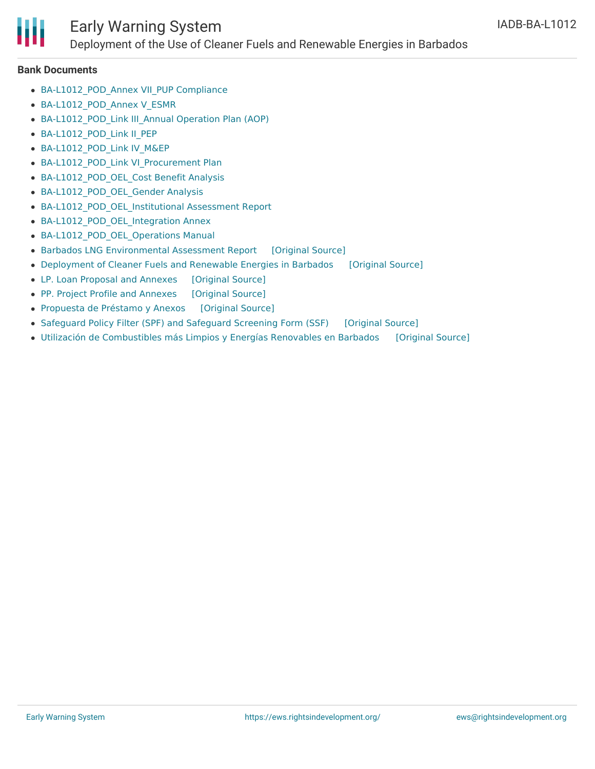### Bank Documents

- BA-L1012_POD_Annex VII_PUP Compliance
- BA-L1012_POD_Annex V_ESMR
- BA-L1012_POD_Link III_Annual Operation Plan (AOP)
- BA-L1012_POD_Link II_PEP
- BA-L1012_POD_Link IV_M&EP
- BA-L1012_POD_Link VI_Procurement Plan
- BA-L1012_POD_OEL_Cost Benefit Analysis
- BA-L1012_POD_OEL_Gender Analysis
- BA-L1012_POD_OEL_Institutional Assessment Report
- BA-L1012_POD_OEL_Integration Annex
- BA-L1012_POD_OEL_Operations Manual
- Barbados LNG Environmental Assessment Report [Original Source]
- Deployment of Cleaner Fuels and Renewable Energies in Barbados [Original Source]
- LP. Loan Proposal and Annexes [Original Source]
- PP. Project Profile and Annexes [Original Source]
- Propuesta de Préstamo y Anexos [Original Source]
- Safeguard Policy Filter (SPF) and Safeguard Screening Form (SSF) [Original Source]
- Utilización de Combustibles más Limpios y Energías Renovables en Barbados [Original Source]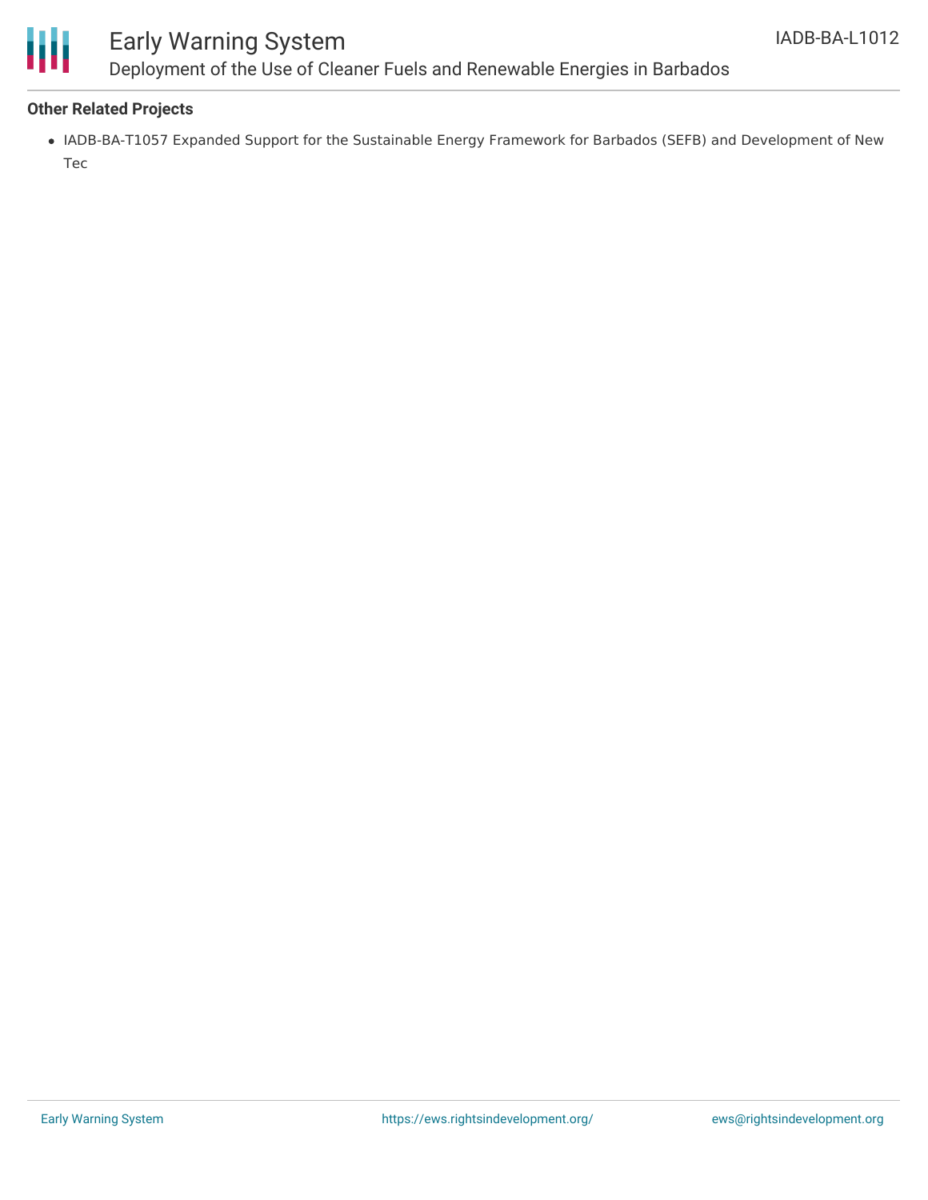**Other Related Projects**

- IADB-BA-T1057 Expanded Support for the Sustainable Energy Framework for Barbados (SEFB) and Development of New Tec